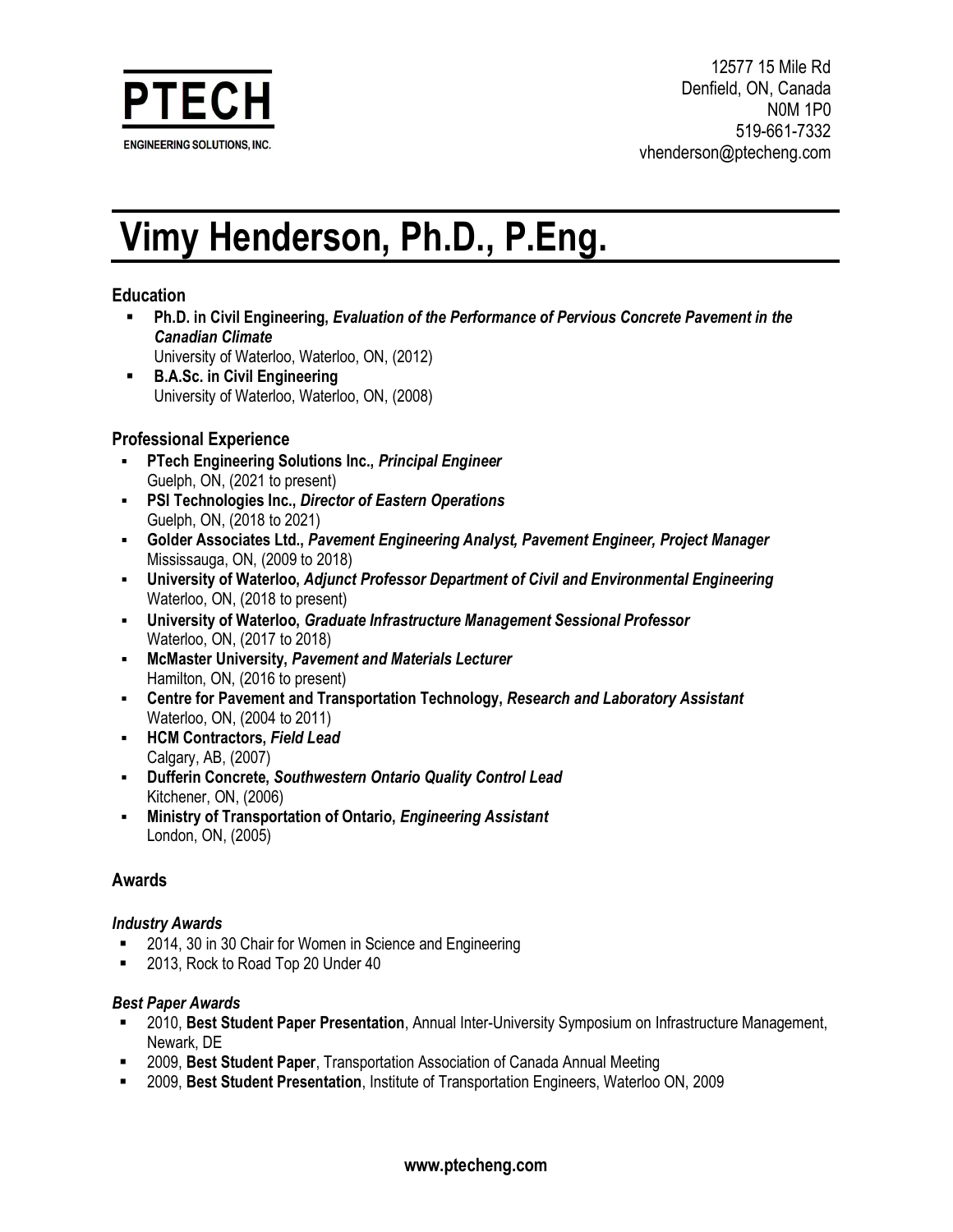**PTECH**
ENGINEERING SOLUTIONS, INC.

12577 15 Mile Rd
Denfield, ON, Canada
N0M 1P0
519-661-7332
vhenderson@ptecheng.com

# Vimy Henderson, Ph.D., P.Eng.

## Education

- **Ph.D. in Civil Engineering,** ***Evaluation of the Performance of Pervious Concrete Pavement in the Canadian Climate***
  University of Waterloo, Waterloo, ON, (2012)
- **B.A.Sc. in Civil Engineering**
  University of Waterloo, Waterloo, ON, (2008)

## Professional Experience

- **PTech Engineering Solutions Inc.,** ***Principal Engineer***
  Guelph, ON, (2021 to present)
- **PSI Technologies Inc.,** ***Director of Eastern Operations***
  Guelph, ON, (2018 to 2021)
- **Golder Associates Ltd.,** ***Pavement Engineering Analyst, Pavement Engineer, Project Manager***
  Mississauga, ON, (2009 to 2018)
- **University of Waterloo,** ***Adjunct Professor Department of Civil and Environmental Engineering***
  Waterloo, ON, (2018 to present)
- **University of Waterloo,** ***Graduate Infrastructure Management Sessional Professor***
  Waterloo, ON, (2017 to 2018)
- **McMaster University,** ***Pavement and Materials Lecturer***
  Hamilton, ON, (2016 to present)
- **Centre for Pavement and Transportation Technology,** ***Research and Laboratory Assistant***
  Waterloo, ON, (2004 to 2011)
- **HCM Contractors,** ***Field Lead***
  Calgary, AB, (2007)
- **Dufferin Concrete,** ***Southwestern Ontario Quality Control Lead***
  Kitchener, ON, (2006)
- **Ministry of Transportation of Ontario,** ***Engineering Assistant***
  London, ON, (2005)

## Awards

### *Industry Awards*

- 2014, 30 in 30 Chair for Women in Science and Engineering
- 2013, Rock to Road Top 20 Under 40

### *Best Paper Awards*

- 2010, **Best Student Paper Presentation**, Annual Inter-University Symposium on Infrastructure Management, Newark, DE
- 2009, **Best Student Paper**, Transportation Association of Canada Annual Meeting
- 2009, **Best Student Presentation**, Institute of Transportation Engineers, Waterloo ON, 2009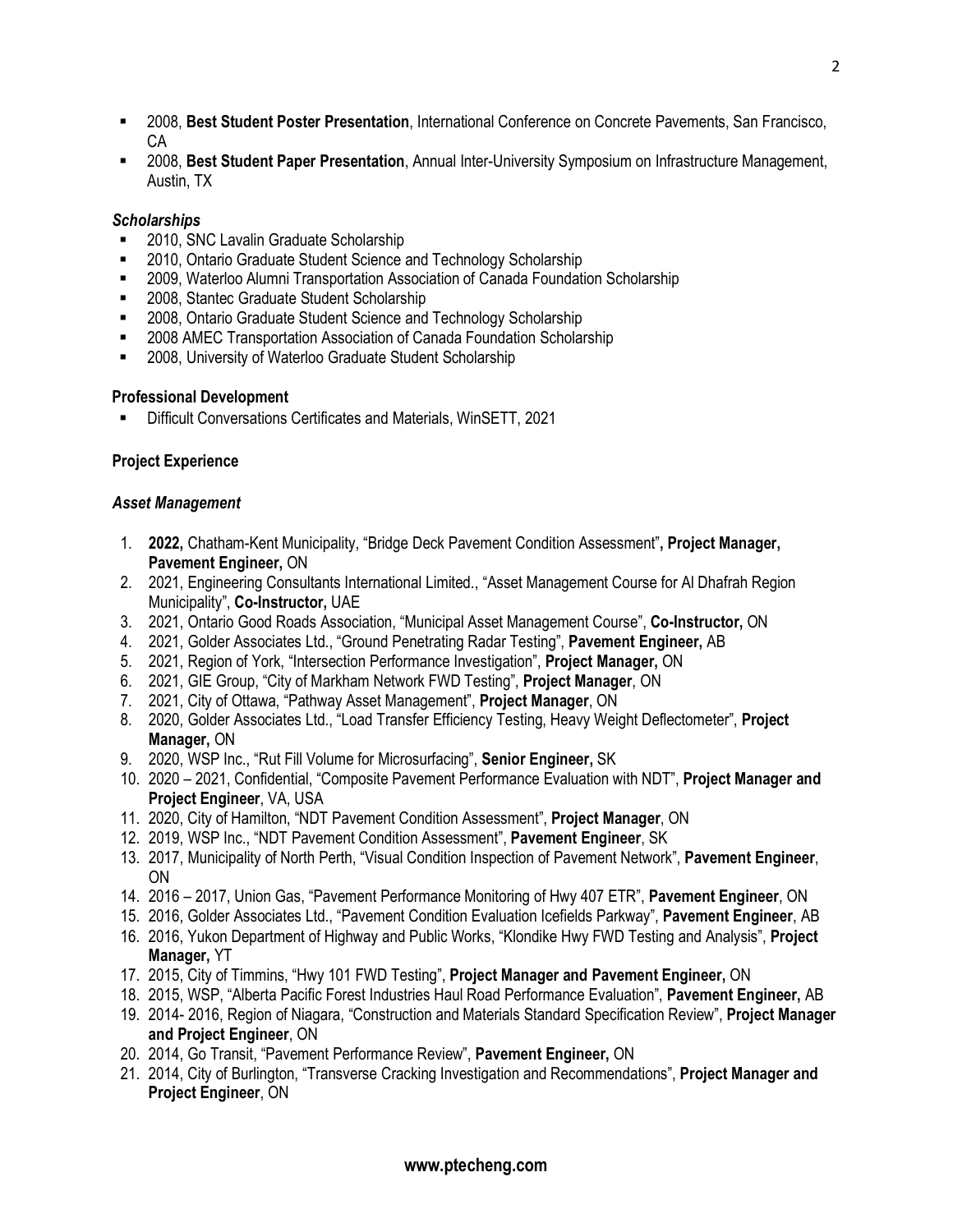- 2008, **Best Student Poster Presentation**, International Conference on Concrete Pavements, San Francisco, CA
- 2008, **Best Student Paper Presentation**, Annual Inter-University Symposium on Infrastructure Management, Austin, TX

### *Scholarships*

- 2010, SNC Lavalin Graduate Scholarship
- 2010, Ontario Graduate Student Science and Technology Scholarship
- 2009, Waterloo Alumni Transportation Association of Canada Foundation Scholarship
- 2008, Stantec Graduate Student Scholarship
- 2008, Ontario Graduate Student Science and Technology Scholarship
- 2008 AMEC Transportation Association of Canada Foundation Scholarship
- 2008, University of Waterloo Graduate Student Scholarship

## Professional Development

- Difficult Conversations Certificates and Materials, WinSETT, 2021

## Project Experience

### *Asset Management*

1. **2022,** Chatham-Kent Municipality, "Bridge Deck Pavement Condition Assessment"**, Project Manager, Pavement Engineer,** ON
2. 2021, Engineering Consultants International Limited., "Asset Management Course for Al Dhafrah Region Municipality", **Co-Instructor,** UAE
3. 2021, Ontario Good Roads Association, "Municipal Asset Management Course", **Co-Instructor,** ON
4. 2021, Golder Associates Ltd., "Ground Penetrating Radar Testing", **Pavement Engineer,** AB
5. 2021, Region of York, "Intersection Performance Investigation", **Project Manager,** ON
6. 2021, GIE Group, "City of Markham Network FWD Testing", **Project Manager**, ON
7. 2021, City of Ottawa, "Pathway Asset Management", **Project Manager**, ON
8. 2020, Golder Associates Ltd., "Load Transfer Efficiency Testing, Heavy Weight Deflectometer", **Project Manager,** ON
9. 2020, WSP Inc., "Rut Fill Volume for Microsurfacing", **Senior Engineer,** SK
10. 2020 – 2021, Confidential, "Composite Pavement Performance Evaluation with NDT", **Project Manager and Project Engineer**, VA, USA
11. 2020, City of Hamilton, "NDT Pavement Condition Assessment", **Project Manager**, ON
12. 2019, WSP Inc., "NDT Pavement Condition Assessment", **Pavement Engineer**, SK
13. 2017, Municipality of North Perth, "Visual Condition Inspection of Pavement Network", **Pavement Engineer**, ON
14. 2016 – 2017, Union Gas, "Pavement Performance Monitoring of Hwy 407 ETR", **Pavement Engineer**, ON
15. 2016, Golder Associates Ltd., "Pavement Condition Evaluation Icefields Parkway", **Pavement Engineer**, AB
16. 2016, Yukon Department of Highway and Public Works, "Klondike Hwy FWD Testing and Analysis", **Project Manager,** YT
17. 2015, City of Timmins, "Hwy 101 FWD Testing", **Project Manager and Pavement Engineer,** ON
18. 2015, WSP, "Alberta Pacific Forest Industries Haul Road Performance Evaluation", **Pavement Engineer,** AB
19. 2014- 2016, Region of Niagara, "Construction and Materials Standard Specification Review", **Project Manager and Project Engineer**, ON
20. 2014, Go Transit, "Pavement Performance Review", **Pavement Engineer,** ON
21. 2014, City of Burlington, "Transverse Cracking Investigation and Recommendations", **Project Manager and Project Engineer**, ON

**www.ptecheng.com**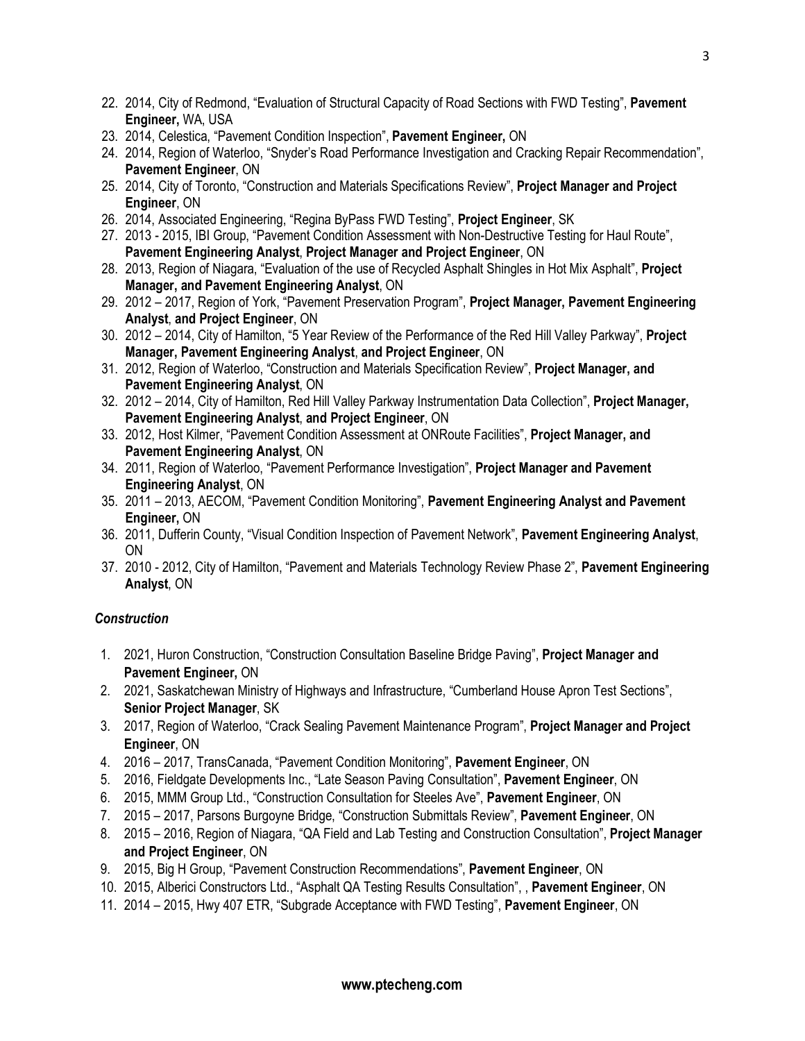22. 2014, City of Redmond, “Evaluation of Structural Capacity of Road Sections with FWD Testing”, **Pavement Engineer,** WA, USA
23. 2014, Celestica, “Pavement Condition Inspection”, **Pavement Engineer,** ON
24. 2014, Region of Waterloo, “Snyder’s Road Performance Investigation and Cracking Repair Recommendation”, **Pavement Engineer**, ON
25. 2014, City of Toronto, “Construction and Materials Specifications Review”, **Project Manager and Project Engineer**, ON
26. 2014, Associated Engineering, “Regina ByPass FWD Testing”, **Project Engineer**, SK
27. 2013 - 2015, IBI Group, “Pavement Condition Assessment with Non-Destructive Testing for Haul Route”, **Pavement Engineering Analyst**, **Project Manager and Project Engineer**, ON
28. 2013, Region of Niagara, “Evaluation of the use of Recycled Asphalt Shingles in Hot Mix Asphalt”, **Project Manager, and Pavement Engineering Analyst**, ON
29. 2012 – 2017, Region of York, “Pavement Preservation Program”, **Project Manager, Pavement Engineering Analyst**, **and Project Engineer**, ON
30. 2012 – 2014, City of Hamilton, “5 Year Review of the Performance of the Red Hill Valley Parkway”, **Project Manager, Pavement Engineering Analyst**, **and Project Engineer**, ON
31. 2012, Region of Waterloo, “Construction and Materials Specification Review”, **Project Manager, and Pavement Engineering Analyst**, ON
32. 2012 – 2014, City of Hamilton, Red Hill Valley Parkway Instrumentation Data Collection”, **Project Manager, Pavement Engineering Analyst**, **and Project Engineer**, ON
33. 2012, Host Kilmer, “Pavement Condition Assessment at ONRoute Facilities”, **Project Manager, and Pavement Engineering Analyst**, ON
34. 2011, Region of Waterloo, “Pavement Performance Investigation”, **Project Manager and Pavement Engineering Analyst**, ON
35. 2011 – 2013, AECOM, “Pavement Condition Monitoring”, **Pavement Engineering Analyst and Pavement Engineer,** ON
36. 2011, Dufferin County, “Visual Condition Inspection of Pavement Network”, **Pavement Engineering Analyst**, ON
37. 2010 - 2012, City of Hamilton, “Pavement and Materials Technology Review Phase 2”, **Pavement Engineering Analyst**, ON

***Construction***

1. 2021, Huron Construction, “Construction Consultation Baseline Bridge Paving”, **Project Manager and Pavement Engineer,** ON
2. 2021, Saskatchewan Ministry of Highways and Infrastructure, “Cumberland House Apron Test Sections”, **Senior Project Manager**, SK
3. 2017, Region of Waterloo, “Crack Sealing Pavement Maintenance Program”, **Project Manager and Project Engineer**, ON
4. 2016 – 2017, TransCanada, “Pavement Condition Monitoring”, **Pavement Engineer**, ON
5. 2016, Fieldgate Developments Inc., “Late Season Paving Consultation”, **Pavement Engineer**, ON
6. 2015, MMM Group Ltd., “Construction Consultation for Steeles Ave”, **Pavement Engineer**, ON
7. 2015 – 2017, Parsons Burgoyne Bridge, “Construction Submittals Review”, **Pavement Engineer**, ON
8. 2015 – 2016, Region of Niagara, “QA Field and Lab Testing and Construction Consultation”, **Project Manager and Project Engineer**, ON
9. 2015, Big H Group, “Pavement Construction Recommendations”, **Pavement Engineer**, ON
10. 2015, Alberici Constructors Ltd., “Asphalt QA Testing Results Consultation”, , **Pavement Engineer**, ON
11. 2014 – 2015, Hwy 407 ETR, “Subgrade Acceptance with FWD Testing”, **Pavement Engineer**, ON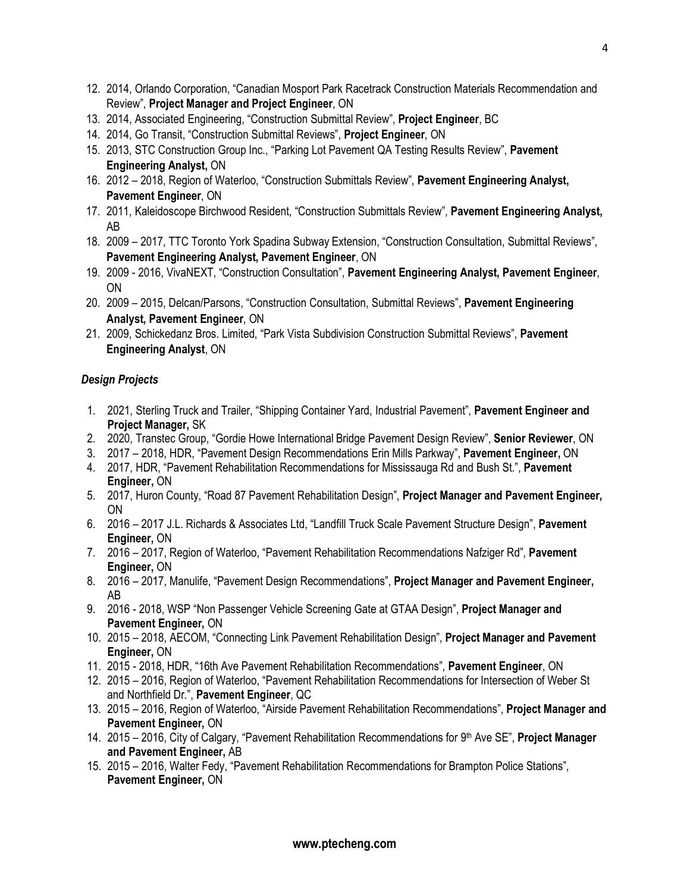12. 2014, Orlando Corporation, “Canadian Mosport Park Racetrack Construction Materials Recommendation and Review”, **Project Manager and Project Engineer**, ON
13. 2014, Associated Engineering, “Construction Submittal Review”, **Project Engineer**, BC
14. 2014, Go Transit, “Construction Submittal Reviews”, **Project Engineer**, ON
15. 2013, STC Construction Group Inc., “Parking Lot Pavement QA Testing Results Review”, **Pavement Engineering Analyst,** ON
16. 2012 – 2018, Region of Waterloo, “Construction Submittals Review”, **Pavement Engineering Analyst, Pavement Engineer**, ON
17. 2011, Kaleidoscope Birchwood Resident, “Construction Submittals Review”, **Pavement Engineering Analyst,** AB
18. 2009 – 2017, TTC Toronto York Spadina Subway Extension, “Construction Consultation, Submittal Reviews”, **Pavement Engineering Analyst, Pavement Engineer**, ON
19. 2009 - 2016, VivaNEXT, “Construction Consultation”, **Pavement Engineering Analyst, Pavement Engineer**, ON
20. 2009 – 2015, Delcan/Parsons, “Construction Consultation, Submittal Reviews”, **Pavement Engineering Analyst, Pavement Engineer**, ON
21. 2009, Schickedanz Bros. Limited, “Park Vista Subdivision Construction Submittal Reviews”, **Pavement Engineering Analyst**, ON

### *Design Projects*

1. 2021, Sterling Truck and Trailer, “Shipping Container Yard, Industrial Pavement”, **Pavement Engineer and Project Manager,** SK
2. 2020, Transtec Group, “Gordie Howe International Bridge Pavement Design Review”, **Senior Reviewer**, ON
3. 2017 – 2018, HDR, “Pavement Design Recommendations Erin Mills Parkway”, **Pavement Engineer,** ON
4. 2017, HDR, “Pavement Rehabilitation Recommendations for Mississauga Rd and Bush St.”, **Pavement Engineer,** ON
5. 2017, Huron County, “Road 87 Pavement Rehabilitation Design”, **Project Manager and Pavement Engineer,** ON
6. 2016 – 2017 J.L. Richards & Associates Ltd, “Landfill Truck Scale Pavement Structure Design”, **Pavement Engineer,** ON
7. 2016 – 2017, Region of Waterloo, “Pavement Rehabilitation Recommendations Nafziger Rd”, **Pavement Engineer,** ON
8. 2016 – 2017, Manulife, “Pavement Design Recommendations”, **Project Manager and Pavement Engineer,** AB
9. 2016 - 2018, WSP “Non Passenger Vehicle Screening Gate at GTAA Design”, **Project Manager and Pavement Engineer,** ON
10. 2015 – 2018, AECOM, “Connecting Link Pavement Rehabilitation Design”, **Project Manager and Pavement Engineer,** ON
11. 2015 - 2018, HDR, “16th Ave Pavement Rehabilitation Recommendations”, **Pavement Engineer**, ON
12. 2015 – 2016, Region of Waterloo, “Pavement Rehabilitation Recommendations for Intersection of Weber St and Northfield Dr.”, **Pavement Engineer**, QC
13. 2015 – 2016, Region of Waterloo, “Airside Pavement Rehabilitation Recommendations”, **Project Manager and Pavement Engineer,** ON
14. 2015 – 2016, City of Calgary, “Pavement Rehabilitation Recommendations for 9th Ave SE”, **Project Manager and Pavement Engineer,** AB
15. 2015 – 2016, Walter Fedy, “Pavement Rehabilitation Recommendations for Brampton Police Stations”, **Pavement Engineer,** ON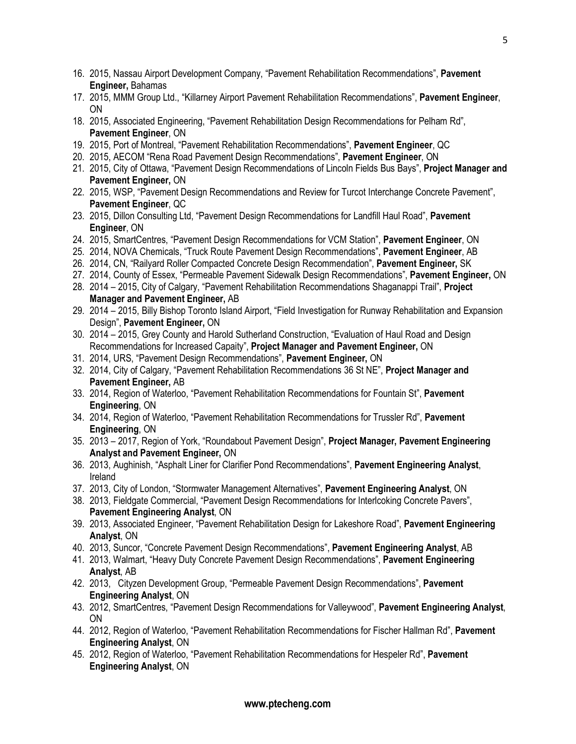16. 2015, Nassau Airport Development Company, "Pavement Rehabilitation Recommendations", **Pavement Engineer,** Bahamas
17. 2015, MMM Group Ltd., "Killarney Airport Pavement Rehabilitation Recommendations", **Pavement Engineer**, ON
18. 2015, Associated Engineering, "Pavement Rehabilitation Design Recommendations for Pelham Rd", **Pavement Engineer**, ON
19. 2015, Port of Montreal, "Pavement Rehabilitation Recommendations", **Pavement Engineer**, QC
20. 2015, AECOM "Rena Road Pavement Design Recommendations", **Pavement Engineer**, ON
21. 2015, City of Ottawa, "Pavement Design Recommendations of Lincoln Fields Bus Bays", **Project Manager and Pavement Engineer,** ON
22. 2015, WSP, "Pavement Design Recommendations and Review for Turcot Interchange Concrete Pavement", **Pavement Engineer**, QC
23. 2015, Dillon Consulting Ltd, "Pavement Design Recommendations for Landfill Haul Road", **Pavement Engineer**, ON
24. 2015, SmartCentres, "Pavement Design Recommendations for VCM Station", **Pavement Engineer**, ON
25. 2014, NOVA Chemicals, "Truck Route Pavement Design Recommendations", **Pavement Engineer**, AB
26. 2014, CN, "Railyard Roller Compacted Concrete Design Recommendation", **Pavement Engineer,** SK
27. 2014, County of Essex, "Permeable Pavement Sidewalk Design Recommendations", **Pavement Engineer,** ON
28. 2014 – 2015, City of Calgary, "Pavement Rehabilitation Recommendations Shaganappi Trail", **Project Manager and Pavement Engineer,** AB
29. 2014 – 2015, Billy Bishop Toronto Island Airport, "Field Investigation for Runway Rehabilitation and Expansion Design", **Pavement Engineer,** ON
30. 2014 – 2015, Grey County and Harold Sutherland Construction, "Evaluation of Haul Road and Design Recommendations for Increased Capaity", **Project Manager and Pavement Engineer,** ON
31. 2014, URS, "Pavement Design Recommendations", **Pavement Engineer,** ON
32. 2014, City of Calgary, "Pavement Rehabilitation Recommendations 36 St NE", **Project Manager and Pavement Engineer,** AB
33. 2014, Region of Waterloo, "Pavement Rehabilitation Recommendations for Fountain St", **Pavement Engineering**, ON
34. 2014, Region of Waterloo, "Pavement Rehabilitation Recommendations for Trussler Rd", **Pavement Engineering**, ON
35. 2013 – 2017, Region of York, "Roundabout Pavement Design", **Project Manager, Pavement Engineering Analyst and Pavement Engineer,** ON
36. 2013, Aughinish, "Asphalt Liner for Clarifier Pond Recommendations", **Pavement Engineering Analyst**, Ireland
37. 2013, City of London, "Stormwater Management Alternatives", **Pavement Engineering Analyst**, ON
38. 2013, Fieldgate Commercial, "Pavement Design Recommendations for Interlcoking Concrete Pavers", **Pavement Engineering Analyst**, ON
39. 2013, Associated Engineer, "Pavement Rehabilitation Design for Lakeshore Road", **Pavement Engineering Analyst**, ON
40. 2013, Suncor, "Concrete Pavement Design Recommendations", **Pavement Engineering Analyst**, AB
41. 2013, Walmart, "Heavy Duty Concrete Pavement Design Recommendations", **Pavement Engineering Analyst**, AB
42. 2013, Cityzen Development Group, "Permeable Pavement Design Recommendations", **Pavement Engineering Analyst**, ON
43. 2012, SmartCentres, "Pavement Design Recommendations for Valleywood", **Pavement Engineering Analyst**, ON
44. 2012, Region of Waterloo, "Pavement Rehabilitation Recommendations for Fischer Hallman Rd", **Pavement Engineering Analyst**, ON
45. 2012, Region of Waterloo, "Pavement Rehabilitation Recommendations for Hespeler Rd", **Pavement Engineering Analyst**, ON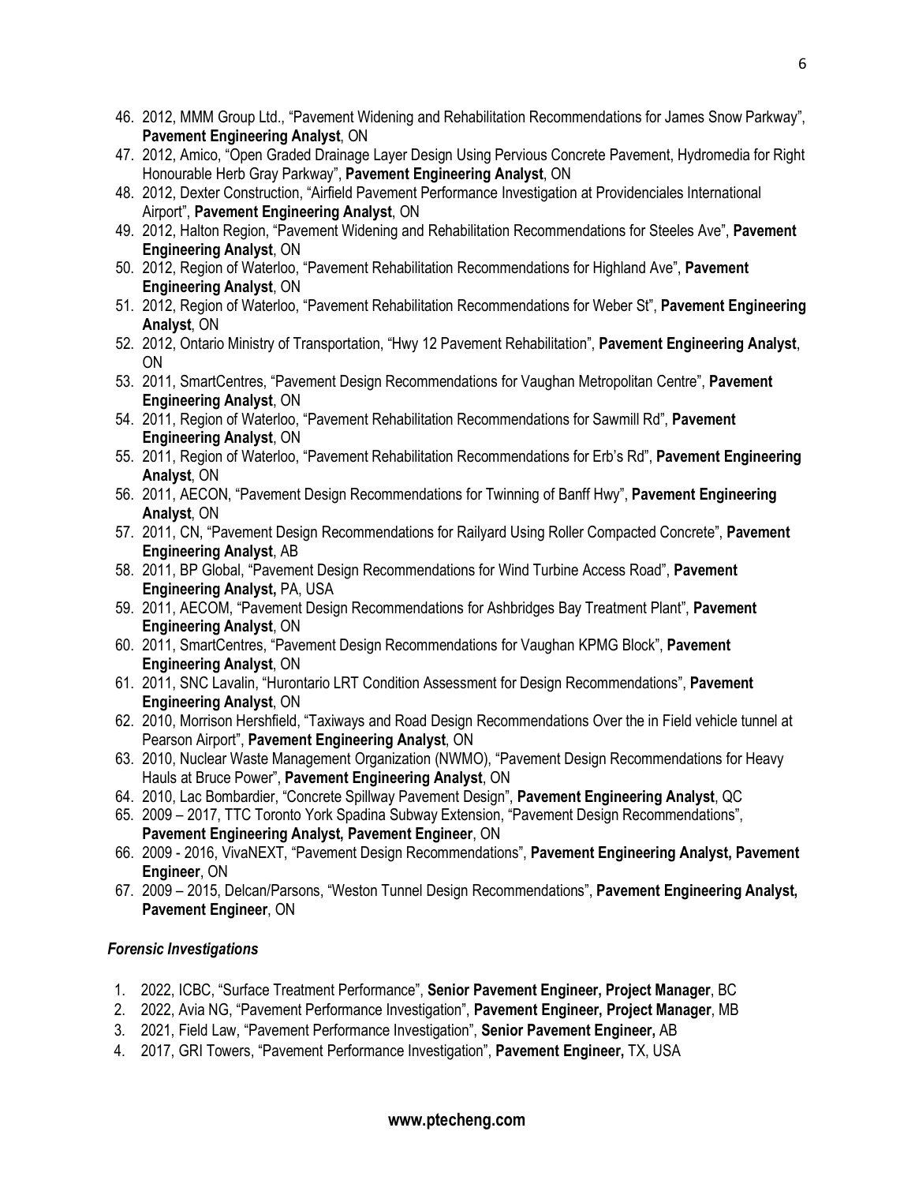46. 2012, MMM Group Ltd., "Pavement Widening and Rehabilitation Recommendations for James Snow Parkway", **Pavement Engineering Analyst**, ON
47. 2012, Amico, "Open Graded Drainage Layer Design Using Pervious Concrete Pavement, Hydromedia for Right Honourable Herb Gray Parkway", **Pavement Engineering Analyst**, ON
48. 2012, Dexter Construction, "Airfield Pavement Performance Investigation at Providenciales International Airport", **Pavement Engineering Analyst**, ON
49. 2012, Halton Region, "Pavement Widening and Rehabilitation Recommendations for Steeles Ave", **Pavement Engineering Analyst**, ON
50. 2012, Region of Waterloo, "Pavement Rehabilitation Recommendations for Highland Ave", **Pavement Engineering Analyst**, ON
51. 2012, Region of Waterloo, "Pavement Rehabilitation Recommendations for Weber St", **Pavement Engineering Analyst**, ON
52. 2012, Ontario Ministry of Transportation, "Hwy 12 Pavement Rehabilitation", **Pavement Engineering Analyst**, ON
53. 2011, SmartCentres, "Pavement Design Recommendations for Vaughan Metropolitan Centre", **Pavement Engineering Analyst**, ON
54. 2011, Region of Waterloo, "Pavement Rehabilitation Recommendations for Sawmill Rd", **Pavement Engineering Analyst**, ON
55. 2011, Region of Waterloo, "Pavement Rehabilitation Recommendations for Erb's Rd", **Pavement Engineering Analyst**, ON
56. 2011, AECON, "Pavement Design Recommendations for Twinning of Banff Hwy", **Pavement Engineering Analyst**, ON
57. 2011, CN, "Pavement Design Recommendations for Railyard Using Roller Compacted Concrete", **Pavement Engineering Analyst**, AB
58. 2011, BP Global, "Pavement Design Recommendations for Wind Turbine Access Road", **Pavement Engineering Analyst,** PA, USA
59. 2011, AECOM, "Pavement Design Recommendations for Ashbridges Bay Treatment Plant", **Pavement Engineering Analyst**, ON
60. 2011, SmartCentres, "Pavement Design Recommendations for Vaughan KPMG Block", **Pavement Engineering Analyst**, ON
61. 2011, SNC Lavalin, "Hurontario LRT Condition Assessment for Design Recommendations", **Pavement Engineering Analyst**, ON
62. 2010, Morrison Hershfield, "Taxiways and Road Design Recommendations Over the in Field vehicle tunnel at Pearson Airport", **Pavement Engineering Analyst**, ON
63. 2010, Nuclear Waste Management Organization (NWMO), "Pavement Design Recommendations for Heavy Hauls at Bruce Power", **Pavement Engineering Analyst**, ON
64. 2010, Lac Bombardier, "Concrete Spillway Pavement Design", **Pavement Engineering Analyst**, QC
65. 2009 – 2017, TTC Toronto York Spadina Subway Extension, "Pavement Design Recommendations", **Pavement Engineering Analyst, Pavement Engineer**, ON
66. 2009 - 2016, VivaNEXT, "Pavement Design Recommendations", **Pavement Engineering Analyst, Pavement Engineer**, ON
67. 2009 – 2015, Delcan/Parsons, "Weston Tunnel Design Recommendations", **Pavement Engineering Analyst, Pavement Engineer**, ON

***Forensic Investigations***

1. 2022, ICBC, "Surface Treatment Performance", **Senior Pavement Engineer, Project Manager**, BC
2. 2022, Avia NG, "Pavement Performance Investigation", **Pavement Engineer, Project Manager**, MB
3. 2021, Field Law, "Pavement Performance Investigation", **Senior Pavement Engineer,** AB
4. 2017, GRI Towers, "Pavement Performance Investigation", **Pavement Engineer,** TX, USA

**www.ptecheng.com**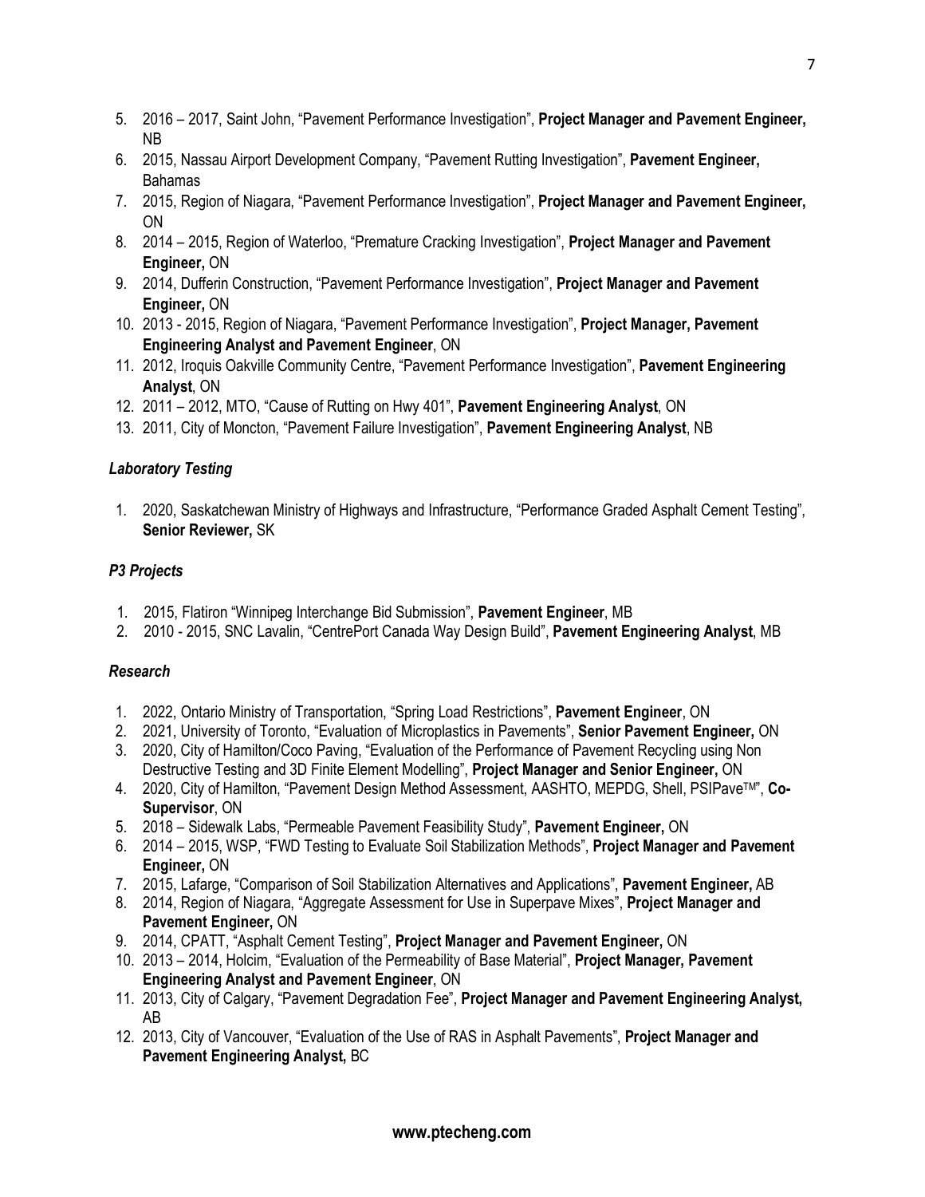5. 2016 – 2017, Saint John, "Pavement Performance Investigation", **Project Manager and Pavement Engineer,** NB
6. 2015, Nassau Airport Development Company, "Pavement Rutting Investigation", **Pavement Engineer,** Bahamas
7. 2015, Region of Niagara, "Pavement Performance Investigation", **Project Manager and Pavement Engineer,** ON
8. 2014 – 2015, Region of Waterloo, "Premature Cracking Investigation", **Project Manager and Pavement Engineer,** ON
9. 2014, Dufferin Construction, "Pavement Performance Investigation", **Project Manager and Pavement Engineer,** ON
10. 2013 - 2015, Region of Niagara, "Pavement Performance Investigation", **Project Manager, Pavement Engineering Analyst and Pavement Engineer**, ON
11. 2012, Iroquis Oakville Community Centre, "Pavement Performance Investigation", **Pavement Engineering Analyst**, ON
12. 2011 – 2012, MTO, "Cause of Rutting on Hwy 401", **Pavement Engineering Analyst**, ON
13. 2011, City of Moncton, "Pavement Failure Investigation", **Pavement Engineering Analyst**, NB

### *Laboratory Testing*

1. 2020, Saskatchewan Ministry of Highways and Infrastructure, "Performance Graded Asphalt Cement Testing", **Senior Reviewer,** SK

### *P3 Projects*

1. 2015, Flatiron "Winnipeg Interchange Bid Submission", **Pavement Engineer**, MB
2. 2010 - 2015, SNC Lavalin, "CentrePort Canada Way Design Build", **Pavement Engineering Analyst**, MB

### *Research*

1. 2022, Ontario Ministry of Transportation, "Spring Load Restrictions", **Pavement Engineer**, ON
2. 2021, University of Toronto, "Evaluation of Microplastics in Pavements", **Senior Pavement Engineer,** ON
3. 2020, City of Hamilton/Coco Paving, "Evaluation of the Performance of Pavement Recycling using Non Destructive Testing and 3D Finite Element Modelling", **Project Manager and Senior Engineer,** ON
4. 2020, City of Hamilton, "Pavement Design Method Assessment, AASHTO, MEPDG, Shell, PSIPave™", **Co-Supervisor**, ON
5. 2018 – Sidewalk Labs, "Permeable Pavement Feasibility Study", **Pavement Engineer,** ON
6. 2014 – 2015, WSP, "FWD Testing to Evaluate Soil Stabilization Methods", **Project Manager and Pavement Engineer,** ON
7. 2015, Lafarge, "Comparison of Soil Stabilization Alternatives and Applications", **Pavement Engineer,** AB
8. 2014, Region of Niagara, "Aggregate Assessment for Use in Superpave Mixes", **Project Manager and Pavement Engineer,** ON
9. 2014, CPATT, "Asphalt Cement Testing", **Project Manager and Pavement Engineer,** ON
10. 2013 – 2014, Holcim, "Evaluation of the Permeability of Base Material", **Project Manager, Pavement Engineering Analyst and Pavement Engineer**, ON
11. 2013, City of Calgary, "Pavement Degradation Fee", **Project Manager and Pavement Engineering Analyst,** AB
12. 2013, City of Vancouver, "Evaluation of the Use of RAS in Asphalt Pavements", **Project Manager and Pavement Engineering Analyst,** BC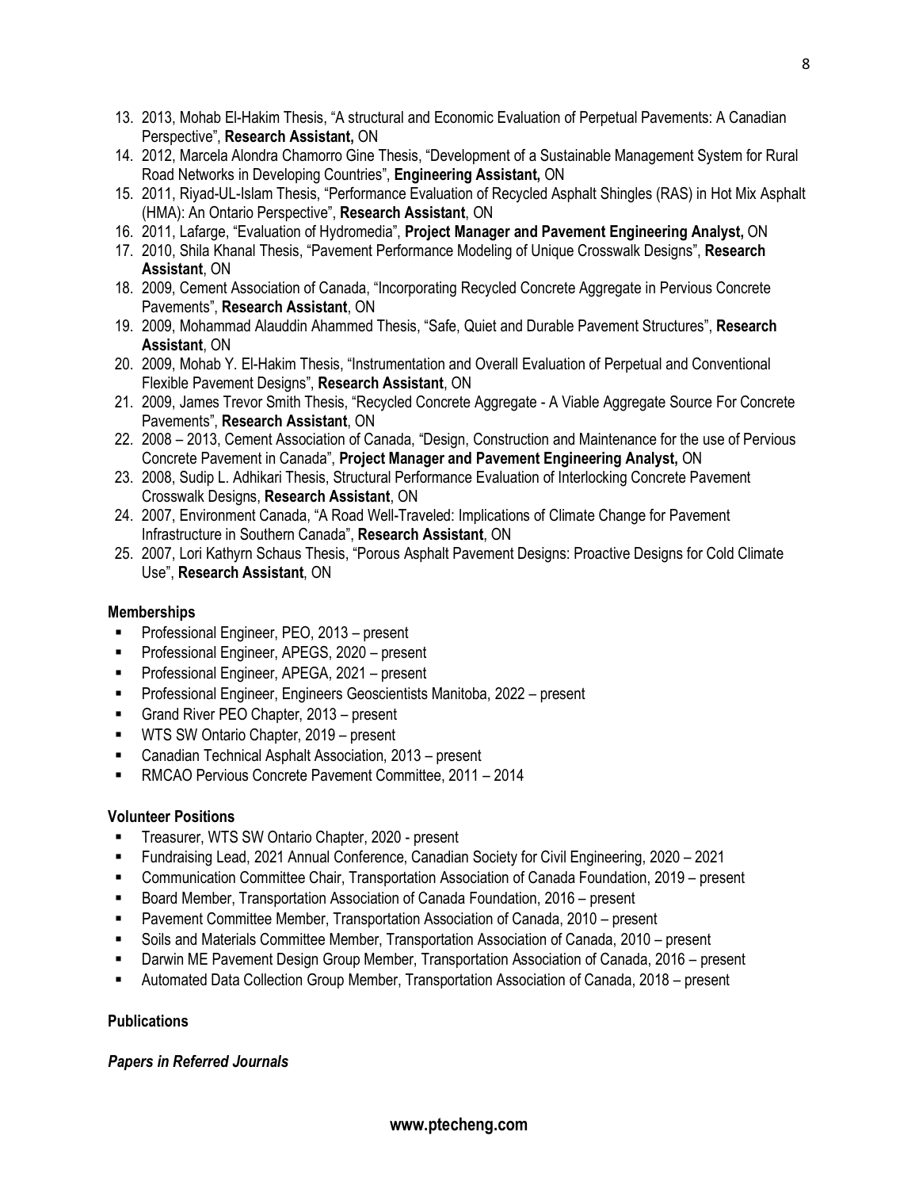13. 2013, Mohab El-Hakim Thesis, "A structural and Economic Evaluation of Perpetual Pavements: A Canadian Perspective", **Research Assistant,** ON
14. 2012, Marcela Alondra Chamorro Gine Thesis, "Development of a Sustainable Management System for Rural Road Networks in Developing Countries", **Engineering Assistant,** ON
15. 2011, Riyad-UL-Islam Thesis, "Performance Evaluation of Recycled Asphalt Shingles (RAS) in Hot Mix Asphalt (HMA): An Ontario Perspective", **Research Assistant**, ON
16. 2011, Lafarge, "Evaluation of Hydromedia", **Project Manager and Pavement Engineering Analyst,** ON
17. 2010, Shila Khanal Thesis, "Pavement Performance Modeling of Unique Crosswalk Designs", **Research Assistant**, ON
18. 2009, Cement Association of Canada, "Incorporating Recycled Concrete Aggregate in Pervious Concrete Pavements", **Research Assistant**, ON
19. 2009, Mohammad Alauddin Ahammed Thesis, "Safe, Quiet and Durable Pavement Structures", **Research Assistant**, ON
20. 2009, Mohab Y. El-Hakim Thesis, "Instrumentation and Overall Evaluation of Perpetual and Conventional Flexible Pavement Designs", **Research Assistant**, ON
21. 2009, James Trevor Smith Thesis, "Recycled Concrete Aggregate - A Viable Aggregate Source For Concrete Pavements", **Research Assistant**, ON
22. 2008 – 2013, Cement Association of Canada, "Design, Construction and Maintenance for the use of Pervious Concrete Pavement in Canada", **Project Manager and Pavement Engineering Analyst,** ON
23. 2008, Sudip L. Adhikari Thesis, Structural Performance Evaluation of Interlocking Concrete Pavement Crosswalk Designs, **Research Assistant**, ON
24. 2007, Environment Canada, "A Road Well-Traveled: Implications of Climate Change for Pavement Infrastructure in Southern Canada", **Research Assistant**, ON
25. 2007, Lori Kathyrn Schaus Thesis, "Porous Asphalt Pavement Designs: Proactive Designs for Cold Climate Use", **Research Assistant**, ON

**Memberships**

- Professional Engineer, PEO, 2013 – present
- Professional Engineer, APEGS, 2020 – present
- Professional Engineer, APEGA, 2021 – present
- Professional Engineer, Engineers Geoscientists Manitoba, 2022 – present
- Grand River PEO Chapter, 2013 – present
- WTS SW Ontario Chapter, 2019 – present
- Canadian Technical Asphalt Association, 2013 – present
- RMCAO Pervious Concrete Pavement Committee, 2011 – 2014

**Volunteer Positions**

- Treasurer, WTS SW Ontario Chapter, 2020 - present
- Fundraising Lead, 2021 Annual Conference, Canadian Society for Civil Engineering, 2020 – 2021
- Communication Committee Chair, Transportation Association of Canada Foundation, 2019 – present
- Board Member, Transportation Association of Canada Foundation, 2016 – present
- Pavement Committee Member, Transportation Association of Canada, 2010 – present
- Soils and Materials Committee Member, Transportation Association of Canada, 2010 – present
- Darwin ME Pavement Design Group Member, Transportation Association of Canada, 2016 – present
- Automated Data Collection Group Member, Transportation Association of Canada, 2018 – present

**Publications**

***Papers in Referred Journals***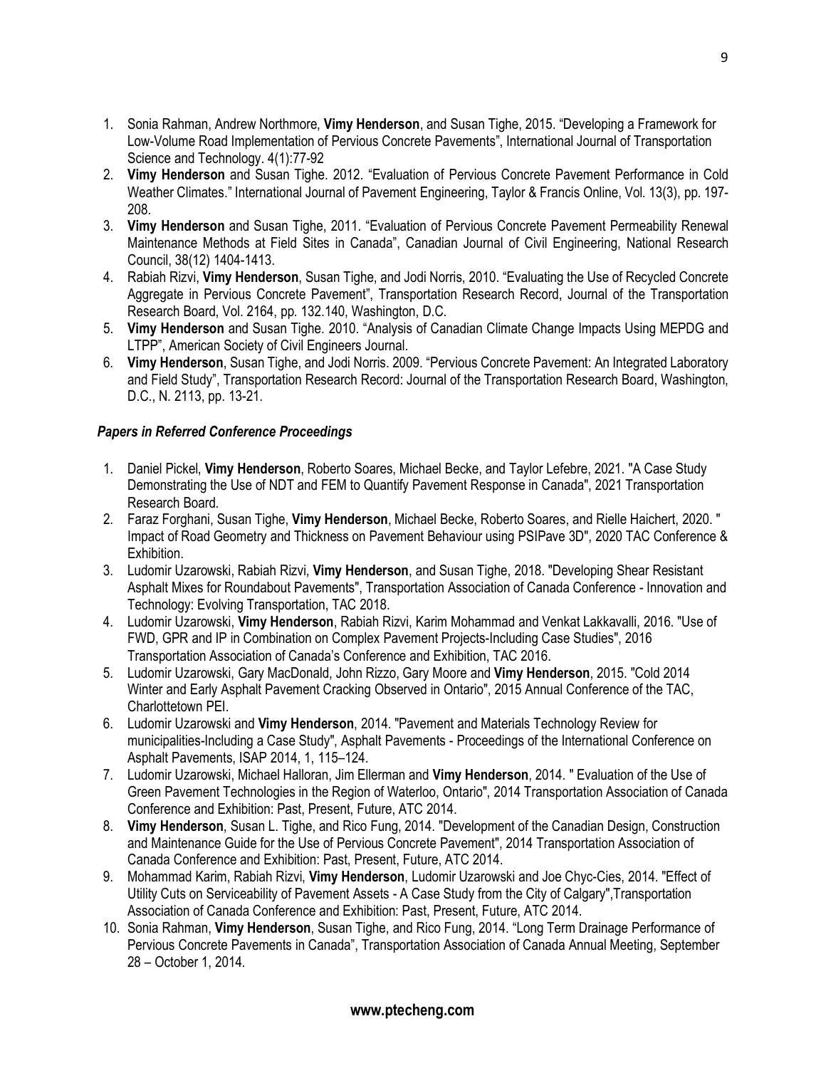1. Sonia Rahman, Andrew Northmore, **Vimy Henderson**, and Susan Tighe, 2015. "Developing a Framework for Low-Volume Road Implementation of Pervious Concrete Pavements", International Journal of Transportation Science and Technology. 4(1):77-92
2. **Vimy Henderson** and Susan Tighe. 2012. "Evaluation of Pervious Concrete Pavement Performance in Cold Weather Climates." International Journal of Pavement Engineering, Taylor & Francis Online, Vol. 13(3), pp. 197-208.
3. **Vimy Henderson** and Susan Tighe, 2011. "Evaluation of Pervious Concrete Pavement Permeability Renewal Maintenance Methods at Field Sites in Canada", Canadian Journal of Civil Engineering, National Research Council, 38(12) 1404-1413.
4. Rabiah Rizvi, **Vimy Henderson**, Susan Tighe, and Jodi Norris, 2010. "Evaluating the Use of Recycled Concrete Aggregate in Pervious Concrete Pavement", Transportation Research Record, Journal of the Transportation Research Board, Vol. 2164, pp. 132.140, Washington, D.C.
5. **Vimy Henderson** and Susan Tighe. 2010. "Analysis of Canadian Climate Change Impacts Using MEPDG and LTPP", American Society of Civil Engineers Journal.
6. **Vimy Henderson**, Susan Tighe, and Jodi Norris. 2009. "Pervious Concrete Pavement: An Integrated Laboratory and Field Study", Transportation Research Record: Journal of the Transportation Research Board, Washington, D.C., N. 2113, pp. 13-21.

### *Papers in Referred Conference Proceedings*

1. Daniel Pickel, **Vimy Henderson**, Roberto Soares, Michael Becke, and Taylor Lefebre, 2021. "A Case Study Demonstrating the Use of NDT and FEM to Quantify Pavement Response in Canada", 2021 Transportation Research Board.
2. Faraz Forghani, Susan Tighe, **Vimy Henderson**, Michael Becke, Roberto Soares, and Rielle Haichert, 2020. " Impact of Road Geometry and Thickness on Pavement Behaviour using PSIPave 3D", 2020 TAC Conference & Exhibition.
3. Ludomir Uzarowski, Rabiah Rizvi, **Vimy Henderson**, and Susan Tighe, 2018. "Developing Shear Resistant Asphalt Mixes for Roundabout Pavements", Transportation Association of Canada Conference - Innovation and Technology: Evolving Transportation, TAC 2018.
4. Ludomir Uzarowski, **Vimy Henderson**, Rabiah Rizvi, Karim Mohammad and Venkat Lakkavalli, 2016. "Use of FWD, GPR and IP in Combination on Complex Pavement Projects-Including Case Studies", 2016 Transportation Association of Canada's Conference and Exhibition, TAC 2016.
5. Ludomir Uzarowski, Gary MacDonald, John Rizzo, Gary Moore and **Vimy Henderson**, 2015. "Cold 2014 Winter and Early Asphalt Pavement Cracking Observed in Ontario", 2015 Annual Conference of the TAC, Charlottetown PEI.
6. Ludomir Uzarowski and **Vimy Henderson**, 2014. "Pavement and Materials Technology Review for municipalities-Including a Case Study", Asphalt Pavements - Proceedings of the International Conference on Asphalt Pavements, ISAP 2014, 1, 115–124.
7. Ludomir Uzarowski, Michael Halloran, Jim Ellerman and **Vimy Henderson**, 2014. " Evaluation of the Use of Green Pavement Technologies in the Region of Waterloo, Ontario", 2014 Transportation Association of Canada Conference and Exhibition: Past, Present, Future, ATC 2014.
8. **Vimy Henderson**, Susan L. Tighe, and Rico Fung, 2014. "Development of the Canadian Design, Construction and Maintenance Guide for the Use of Pervious Concrete Pavement", 2014 Transportation Association of Canada Conference and Exhibition: Past, Present, Future, ATC 2014.
9. Mohammad Karim, Rabiah Rizvi, **Vimy Henderson**, Ludomir Uzarowski and Joe Chyc-Cies, 2014. "Effect of Utility Cuts on Serviceability of Pavement Assets - A Case Study from the City of Calgary",Transportation Association of Canada Conference and Exhibition: Past, Present, Future, ATC 2014.
10. Sonia Rahman, **Vimy Henderson**, Susan Tighe, and Rico Fung, 2014. "Long Term Drainage Performance of Pervious Concrete Pavements in Canada", Transportation Association of Canada Annual Meeting, September 28 – October 1, 2014.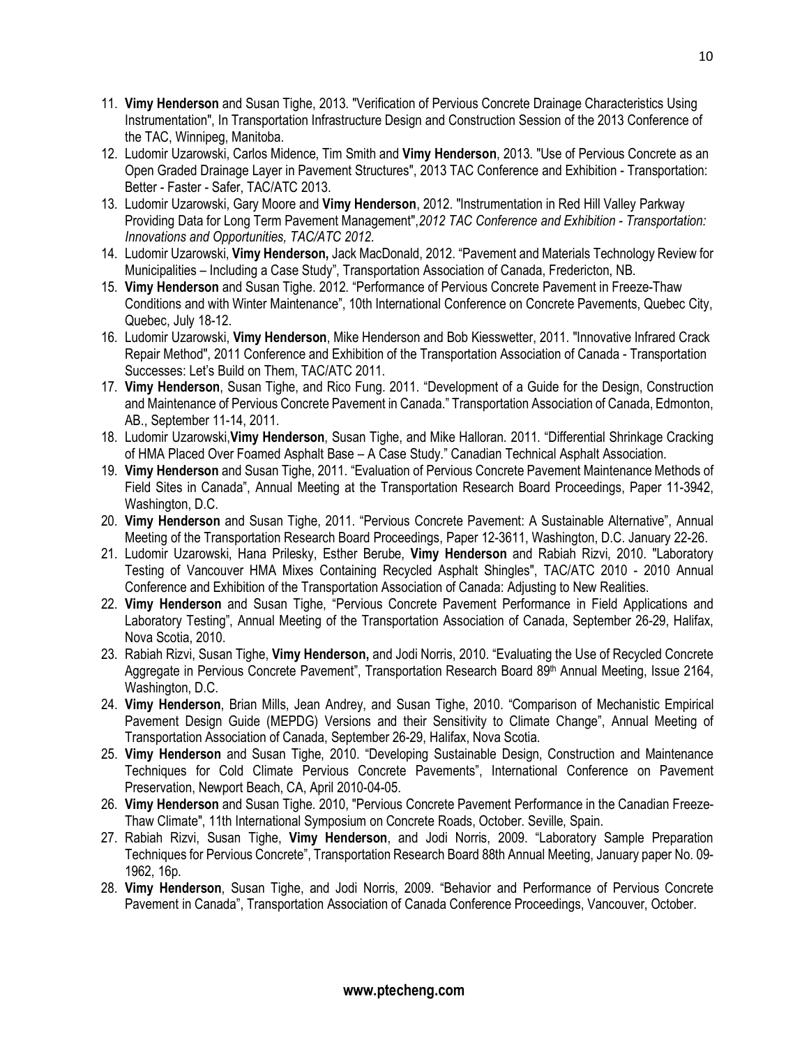11. **Vimy Henderson** and Susan Tighe, 2013. "Verification of Pervious Concrete Drainage Characteristics Using Instrumentation", In Transportation Infrastructure Design and Construction Session of the 2013 Conference of the TAC, Winnipeg, Manitoba.
12. Ludomir Uzarowski, Carlos Midence, Tim Smith and **Vimy Henderson**, 2013. "Use of Pervious Concrete as an Open Graded Drainage Layer in Pavement Structures", 2013 TAC Conference and Exhibition - Transportation: Better - Faster - Safer, TAC/ATC 2013.
13. Ludomir Uzarowski, Gary Moore and **Vimy Henderson**, 2012. "Instrumentation in Red Hill Valley Parkway Providing Data for Long Term Pavement Management",*2012 TAC Conference and Exhibition - Transportation: Innovations and Opportunities, TAC/ATC 2012*.
14. Ludomir Uzarowski, **Vimy Henderson,** Jack MacDonald, 2012. "Pavement and Materials Technology Review for Municipalities – Including a Case Study", Transportation Association of Canada, Fredericton, NB.
15. **Vimy Henderson** and Susan Tighe. 2012. "Performance of Pervious Concrete Pavement in Freeze-Thaw Conditions and with Winter Maintenance", 10th International Conference on Concrete Pavements, Quebec City, Quebec, July 18-12.
16. Ludomir Uzarowski, **Vimy Henderson**, Mike Henderson and Bob Kiesswetter, 2011. "Innovative Infrared Crack Repair Method", 2011 Conference and Exhibition of the Transportation Association of Canada - Transportation Successes: Let's Build on Them, TAC/ATC 2011.
17. **Vimy Henderson**, Susan Tighe, and Rico Fung. 2011. "Development of a Guide for the Design, Construction and Maintenance of Pervious Concrete Pavement in Canada." Transportation Association of Canada, Edmonton, AB., September 11-14, 2011.
18. Ludomir Uzarowski,**Vimy Henderson**, Susan Tighe, and Mike Halloran. 2011. "Differential Shrinkage Cracking of HMA Placed Over Foamed Asphalt Base – A Case Study." Canadian Technical Asphalt Association.
19. **Vimy Henderson** and Susan Tighe, 2011. "Evaluation of Pervious Concrete Pavement Maintenance Methods of Field Sites in Canada", Annual Meeting at the Transportation Research Board Proceedings, Paper 11-3942, Washington, D.C.
20. **Vimy Henderson** and Susan Tighe, 2011. "Pervious Concrete Pavement: A Sustainable Alternative", Annual Meeting of the Transportation Research Board Proceedings, Paper 12-3611, Washington, D.C. January 22-26.
21. Ludomir Uzarowski, Hana Prilesky, Esther Berube, **Vimy Henderson** and Rabiah Rizvi, 2010. "Laboratory Testing of Vancouver HMA Mixes Containing Recycled Asphalt Shingles", TAC/ATC 2010 - 2010 Annual Conference and Exhibition of the Transportation Association of Canada: Adjusting to New Realities.
22. **Vimy Henderson** and Susan Tighe, "Pervious Concrete Pavement Performance in Field Applications and Laboratory Testing", Annual Meeting of the Transportation Association of Canada, September 26-29, Halifax, Nova Scotia, 2010.
23. Rabiah Rizvi, Susan Tighe, **Vimy Henderson,** and Jodi Norris, 2010. "Evaluating the Use of Recycled Concrete Aggregate in Pervious Concrete Pavement", Transportation Research Board 89th Annual Meeting, Issue 2164, Washington, D.C.
24. **Vimy Henderson**, Brian Mills, Jean Andrey, and Susan Tighe, 2010. "Comparison of Mechanistic Empirical Pavement Design Guide (MEPDG) Versions and their Sensitivity to Climate Change", Annual Meeting of Transportation Association of Canada, September 26-29, Halifax, Nova Scotia.
25. **Vimy Henderson** and Susan Tighe, 2010. "Developing Sustainable Design, Construction and Maintenance Techniques for Cold Climate Pervious Concrete Pavements", International Conference on Pavement Preservation, Newport Beach, CA, April 2010-04-05.
26. **Vimy Henderson** and Susan Tighe. 2010, "Pervious Concrete Pavement Performance in the Canadian Freeze-Thaw Climate", 11th International Symposium on Concrete Roads, October. Seville, Spain.
27. Rabiah Rizvi, Susan Tighe, **Vimy Henderson**, and Jodi Norris, 2009. "Laboratory Sample Preparation Techniques for Pervious Concrete", Transportation Research Board 88th Annual Meeting, January paper No. 09-1962, 16p.
28. **Vimy Henderson**, Susan Tighe, and Jodi Norris, 2009. "Behavior and Performance of Pervious Concrete Pavement in Canada", Transportation Association of Canada Conference Proceedings, Vancouver, October.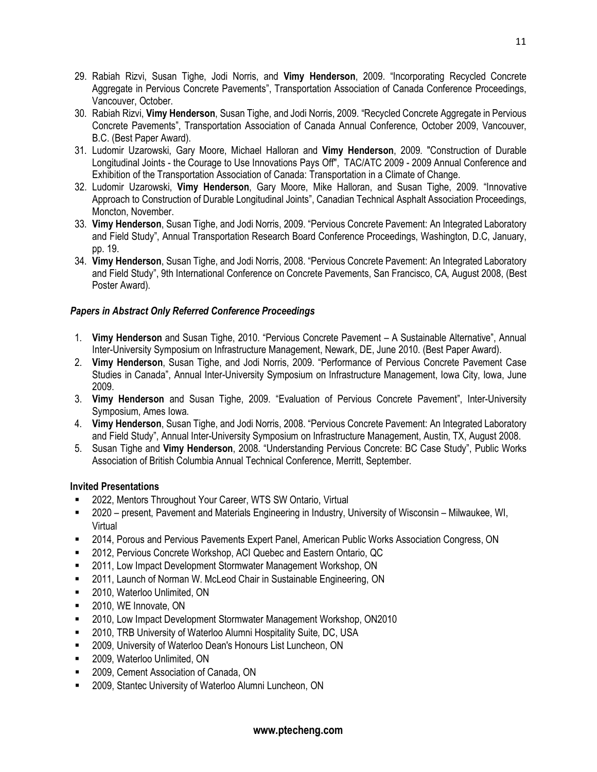29. Rabiah Rizvi, Susan Tighe, Jodi Norris, and **Vimy Henderson**, 2009. "Incorporating Recycled Concrete Aggregate in Pervious Concrete Pavements", Transportation Association of Canada Conference Proceedings, Vancouver, October.
30. Rabiah Rizvi, **Vimy Henderson**, Susan Tighe, and Jodi Norris, 2009. "Recycled Concrete Aggregate in Pervious Concrete Pavements", Transportation Association of Canada Annual Conference, October 2009, Vancouver, B.C. (Best Paper Award).
31. Ludomir Uzarowski, Gary Moore, Michael Halloran and **Vimy Henderson**, 2009. "Construction of Durable Longitudinal Joints - the Courage to Use Innovations Pays Off", TAC/ATC 2009 - 2009 Annual Conference and Exhibition of the Transportation Association of Canada: Transportation in a Climate of Change.
32. Ludomir Uzarowski, **Vimy Henderson**, Gary Moore, Mike Halloran, and Susan Tighe, 2009. "Innovative Approach to Construction of Durable Longitudinal Joints", Canadian Technical Asphalt Association Proceedings, Moncton, November.
33. **Vimy Henderson**, Susan Tighe, and Jodi Norris, 2009. "Pervious Concrete Pavement: An Integrated Laboratory and Field Study", Annual Transportation Research Board Conference Proceedings, Washington, D.C, January, pp. 19.
34. **Vimy Henderson**, Susan Tighe, and Jodi Norris, 2008. "Pervious Concrete Pavement: An Integrated Laboratory and Field Study", 9th International Conference on Concrete Pavements, San Francisco, CA, August 2008, (Best Poster Award).

### *Papers in Abstract Only Referred Conference Proceedings*

1. **Vimy Henderson** and Susan Tighe, 2010. "Pervious Concrete Pavement – A Sustainable Alternative", Annual Inter-University Symposium on Infrastructure Management, Newark, DE, June 2010. (Best Paper Award).
2. **Vimy Henderson**, Susan Tighe, and Jodi Norris, 2009. "Performance of Pervious Concrete Pavement Case Studies in Canada", Annual Inter-University Symposium on Infrastructure Management, Iowa City, Iowa, June 2009.
3. **Vimy Henderson** and Susan Tighe, 2009. "Evaluation of Pervious Concrete Pavement", Inter-University Symposium, Ames Iowa.
4. **Vimy Henderson**, Susan Tighe, and Jodi Norris, 2008. "Pervious Concrete Pavement: An Integrated Laboratory and Field Study", Annual Inter-University Symposium on Infrastructure Management, Austin, TX, August 2008.
5. Susan Tighe and **Vimy Henderson**, 2008. "Understanding Pervious Concrete: BC Case Study", Public Works Association of British Columbia Annual Technical Conference, Merritt, September.

### **Invited Presentations**

- 2022, Mentors Throughout Your Career, WTS SW Ontario, Virtual
- 2020 – present, Pavement and Materials Engineering in Industry, University of Wisconsin – Milwaukee, WI, Virtual
- 2014, Porous and Pervious Pavements Expert Panel, American Public Works Association Congress, ON
- 2012, Pervious Concrete Workshop, ACI Quebec and Eastern Ontario, QC
- 2011, Low Impact Development Stormwater Management Workshop, ON
- 2011, Launch of Norman W. McLeod Chair in Sustainable Engineering, ON
- 2010, Waterloo Unlimited, ON
- 2010, WE Innovate, ON
- 2010, Low Impact Development Stormwater Management Workshop, ON2010
- 2010, TRB University of Waterloo Alumni Hospitality Suite, DC, USA
- 2009, University of Waterloo Dean's Honours List Luncheon, ON
- 2009, Waterloo Unlimited, ON
- 2009, Cement Association of Canada, ON
- 2009, Stantec University of Waterloo Alumni Luncheon, ON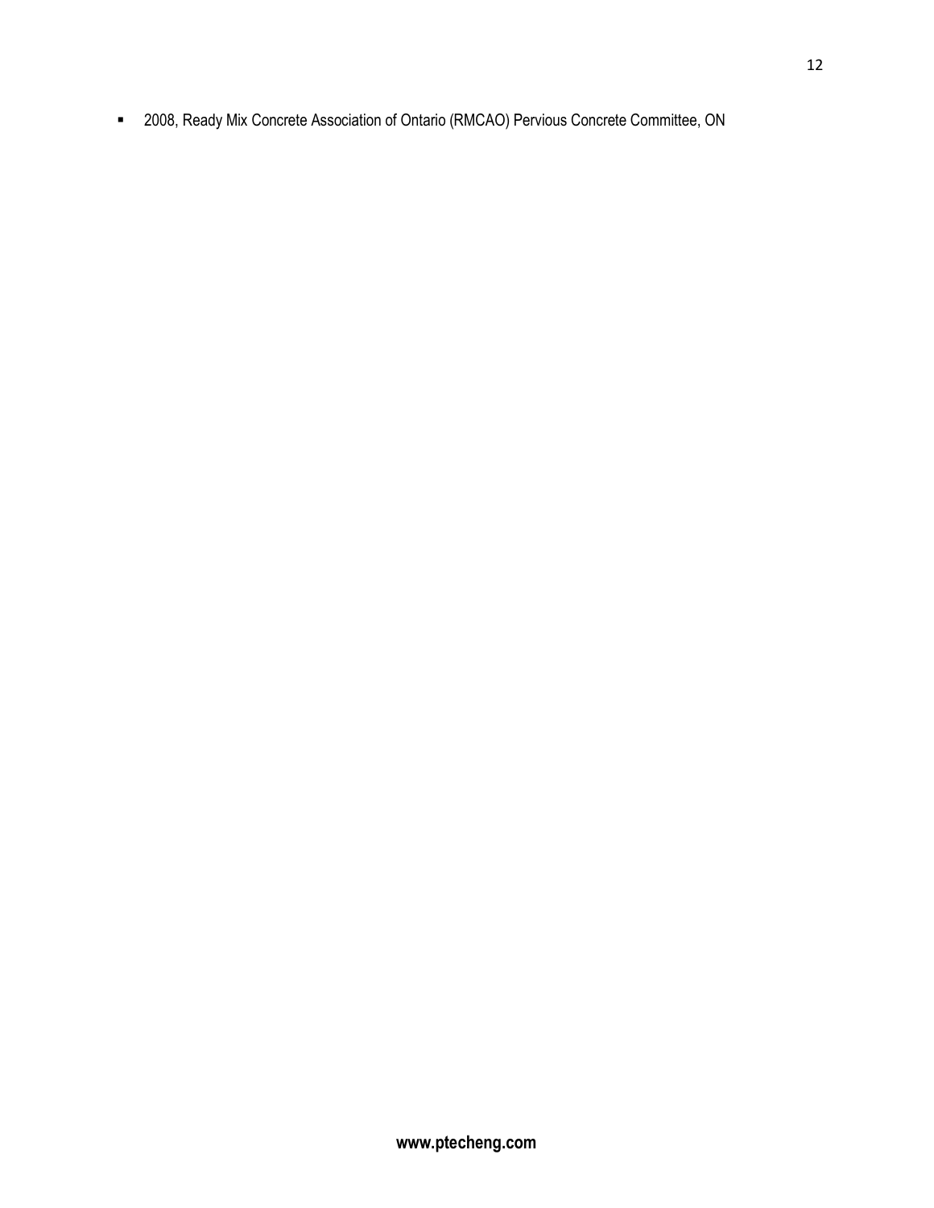- 2008, Ready Mix Concrete Association of Ontario (RMCAO) Pervious Concrete Committee, ON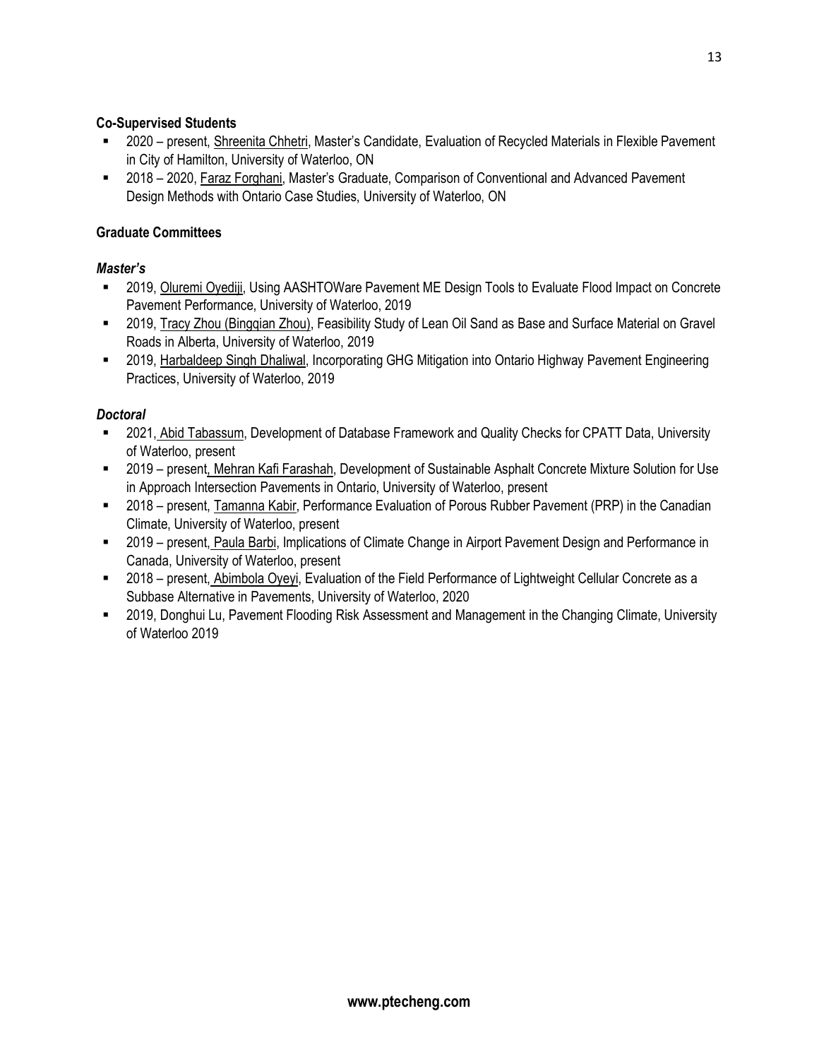**Co-Supervised Students**

- 2020 – present, Shreenita Chhetri, Master's Candidate, Evaluation of Recycled Materials in Flexible Pavement in City of Hamilton, University of Waterloo, ON
- 2018 – 2020, Faraz Forghani, Master's Graduate, Comparison of Conventional and Advanced Pavement Design Methods with Ontario Case Studies, University of Waterloo, ON

**Graduate Committees**

***Master's***

- 2019, Oluremi Oyediji, Using AASHTOWare Pavement ME Design Tools to Evaluate Flood Impact on Concrete Pavement Performance, University of Waterloo, 2019
- 2019, Tracy Zhou (Bingqian Zhou), Feasibility Study of Lean Oil Sand as Base and Surface Material on Gravel Roads in Alberta, University of Waterloo, 2019
- 2019, Harbaldeep Singh Dhaliwal, Incorporating GHG Mitigation into Ontario Highway Pavement Engineering Practices, University of Waterloo, 2019

***Doctoral***

- 2021, Abid Tabassum, Development of Database Framework and Quality Checks for CPATT Data, University of Waterloo, present
- 2019 – present, Mehran Kafi Farashah, Development of Sustainable Asphalt Concrete Mixture Solution for Use in Approach Intersection Pavements in Ontario, University of Waterloo, present
- 2018 – present, Tamanna Kabir, Performance Evaluation of Porous Rubber Pavement (PRP) in the Canadian Climate, University of Waterloo, present
- 2019 – present, Paula Barbi, Implications of Climate Change in Airport Pavement Design and Performance in Canada, University of Waterloo, present
- 2018 – present, Abimbola Oyeyi, Evaluation of the Field Performance of Lightweight Cellular Concrete as a Subbase Alternative in Pavements, University of Waterloo, 2020
- 2019, Donghui Lu, Pavement Flooding Risk Assessment and Management in the Changing Climate, University of Waterloo 2019